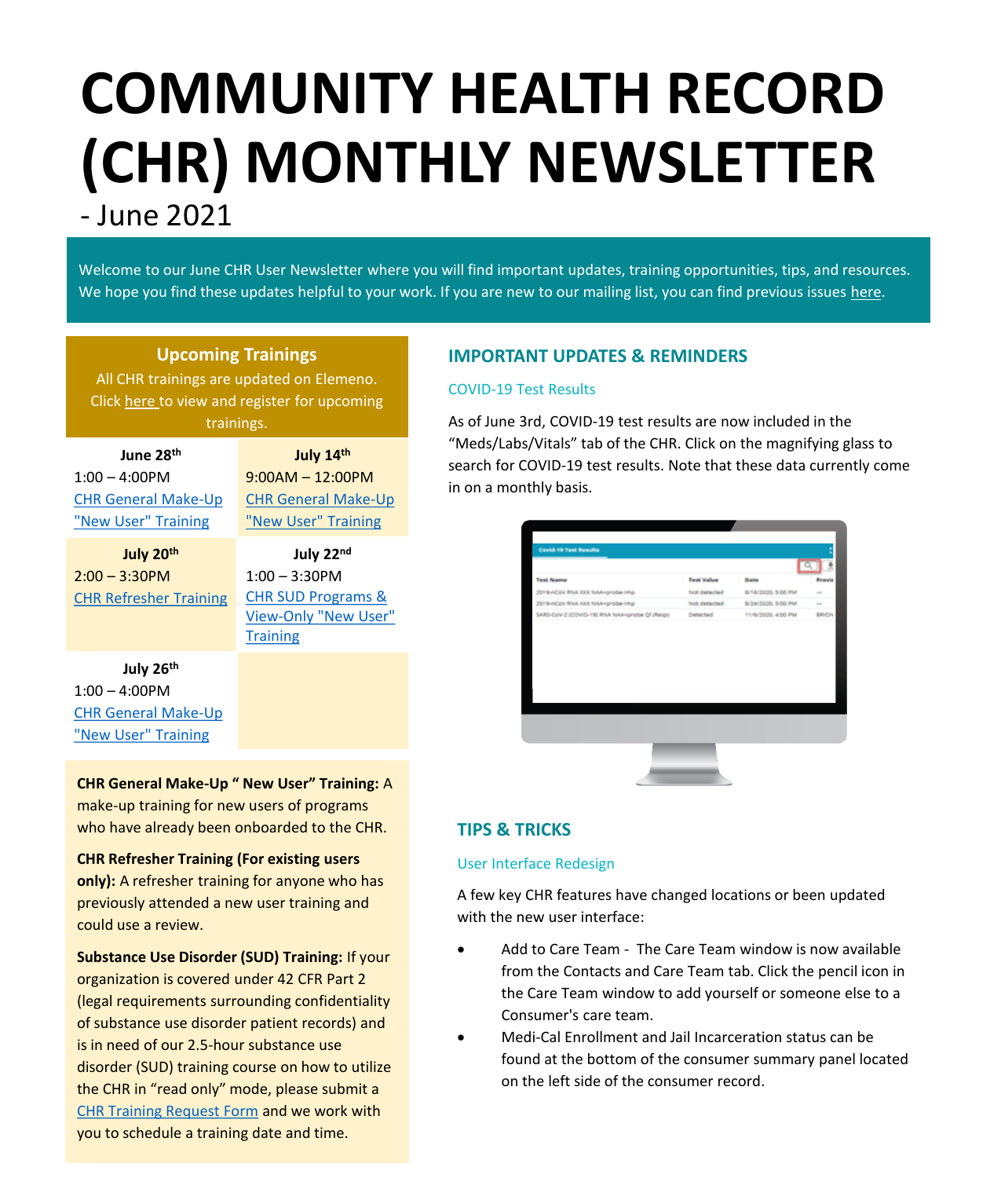# COMMUNITY HEALTH RECORD (CHR) MONTHLY NEWSLETTER

- June 2021

Welcome to our June CHR User Newsletter where you will find important updates, training opportunities, tips, and resources. We hope you find these updates helpful to your work. If you are new to our mailing list, you can find previous issues here.

## Upcoming Trainings

All CHR trainings are updated on Elemeno. Click here to view and register for upcoming trainings.

| | |
|---|---|
| **June 28th**<br>1:00 – 4:00PM<br>CHR General Make-Up "New User" Training | **July 14th**<br>9:00AM – 12:00PM<br>CHR General Make-Up "New User" Training |
| **July 20th**<br>2:00 – 3:30PM<br>CHR Refresher Training | **July 22nd**<br>1:00 – 3:30PM<br>CHR SUD Programs & View-Only "New User" Training |
| **July 26th**<br>1:00 – 4:00PM<br>CHR General Make-Up "New User" Training | |

**CHR General Make-Up " New User" Training:** A make-up training for new users of programs who have already been onboarded to the CHR.

**CHR Refresher Training (For existing users only):** A refresher training for anyone who has previously attended a new user training and could use a review.

**Substance Use Disorder (SUD) Training:** If your organization is covered under 42 CFR Part 2 (legal requirements surrounding confidentiality of substance use disorder patient records) and is in need of our 2.5-hour substance use disorder (SUD) training course on how to utilize the CHR in "read only" mode, please submit a CHR Training Request Form and we work with you to schedule a training date and time.

## IMPORTANT UPDATES & REMINDERS

### COVID-19 Test Results

As of June 3rd, COVID-19 test results are now included in the "Meds/Labs/Vitals" tab of the CHR. Click on the magnifying glass to search for COVID-19 test results. Note that these data currently come in on a monthly basis.

## TIPS & TRICKS

### User Interface Redesign

A few key CHR features have changed locations or been updated with the new user interface:

- Add to Care Team - The Care Team window is now available from the Contacts and Care Team tab. Click the pencil icon in the Care Team window to add yourself or someone else to a Consumer's care team.
- Medi-Cal Enrollment and Jail Incarceration status can be found at the bottom of the consumer summary panel located on the left side of the consumer record.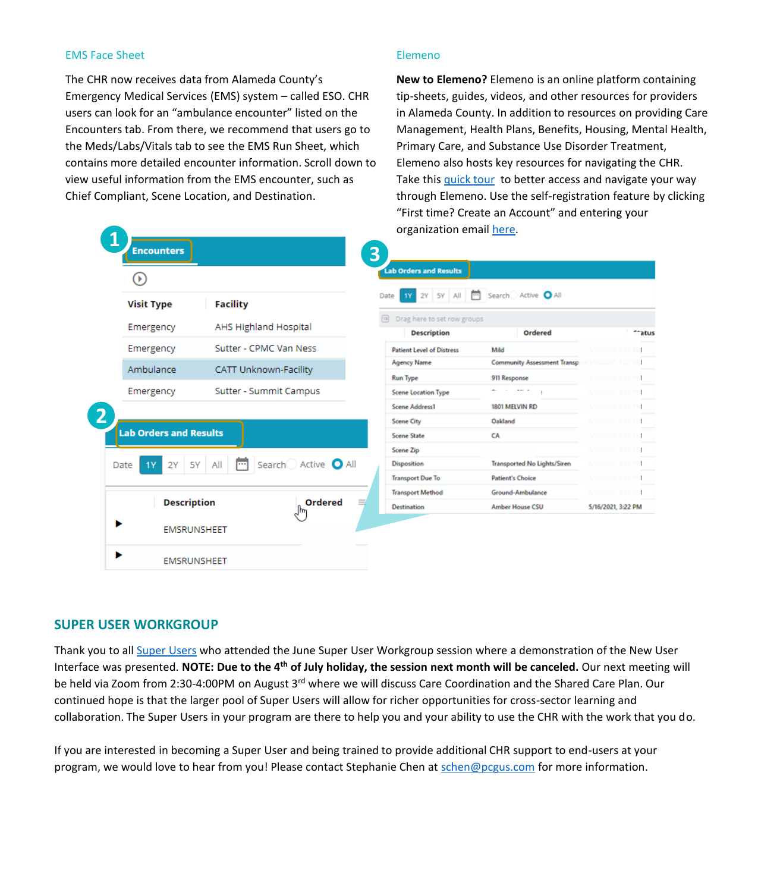## EMS Face Sheet

The CHR now receives data from Alameda County's Emergency Medical Services (EMS) system – called ESO. CHR users can look for an "ambulance encounter" listed on the Encounters tab. From there, we recommend that users go to the Meds/Labs/Vitals tab to see the EMS Run Sheet, which contains more detailed encounter information. Scroll down to view useful information from the EMS encounter, such as Chief Compliant, Scene Location, and Destination.

## Elemeno

**New to Elemeno?** Elemeno is an online platform containing tip-sheets, guides, videos, and other resources for providers in Alameda County. In addition to resources on providing Care Management, Health Plans, Benefits, Housing, Mental Health, Primary Care, and Substance Use Disorder Treatment, Elemeno also hosts key resources for navigating the CHR. Take this quick tour to better access and navigate your way through Elemeno. Use the self-registration feature by clicking "First time? Create an Account" and entering your organization email here.

## SUPER USER WORKGROUP

Thank you to all Super Users who attended the June Super User Workgroup session where a demonstration of the New User Interface was presented. **NOTE: Due to the 4th of July holiday, the session next month will be canceled.** Our next meeting will be held via Zoom from 2:30-4:00PM on August 3rd where we will discuss Care Coordination and the Shared Care Plan. Our continued hope is that the larger pool of Super Users will allow for richer opportunities for cross-sector learning and collaboration. The Super Users in your program are there to help you and your ability to use the CHR with the work that you do.

If you are interested in becoming a Super User and being trained to provide additional CHR support to end-users at your program, we would love to hear from you! Please contact Stephanie Chen at schen@pcgus.com for more information.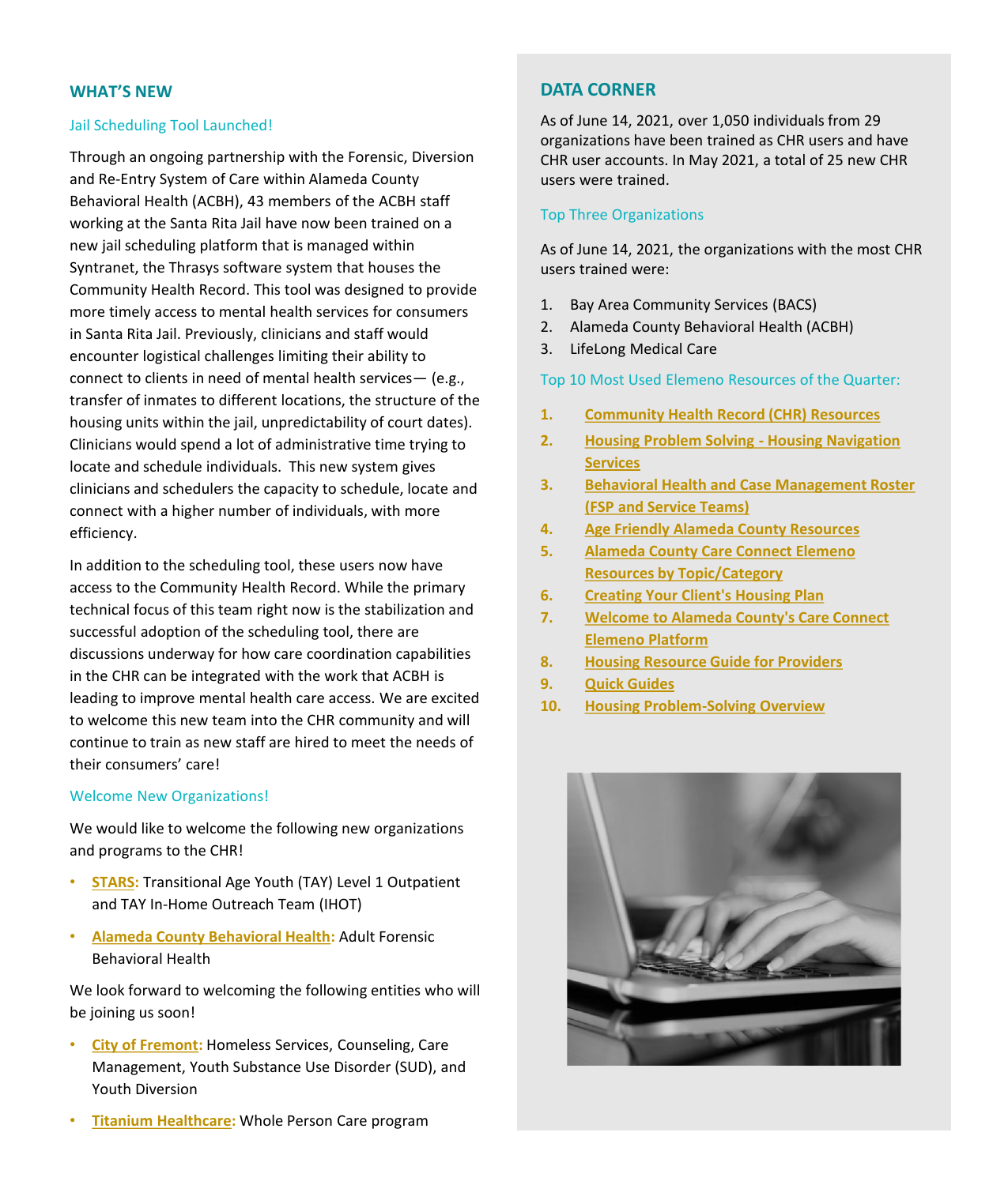## WHAT'S NEW

### Jail Scheduling Tool Launched!

Through an ongoing partnership with the Forensic, Diversion and Re-Entry System of Care within Alameda County Behavioral Health (ACBH), 43 members of the ACBH staff working at the Santa Rita Jail have now been trained on a new jail scheduling platform that is managed within Syntranet, the Thrasys software system that houses the Community Health Record. This tool was designed to provide more timely access to mental health services for consumers in Santa Rita Jail. Previously, clinicians and staff would encounter logistical challenges limiting their ability to connect to clients in need of mental health services— (e.g., transfer of inmates to different locations, the structure of the housing units within the jail, unpredictability of court dates). Clinicians would spend a lot of administrative time trying to locate and schedule individuals. This new system gives clinicians and schedulers the capacity to schedule, locate and connect with a higher number of individuals, with more efficiency.

In addition to the scheduling tool, these users now have access to the Community Health Record. While the primary technical focus of this team right now is the stabilization and successful adoption of the scheduling tool, there are discussions underway for how care coordination capabilities in the CHR can be integrated with the work that ACBH is leading to improve mental health care access. We are excited to welcome this new team into the CHR community and will continue to train as new staff are hired to meet the needs of their consumers' care!

### Welcome New Organizations!

We would like to welcome the following new organizations and programs to the CHR!

- **STARS:** Transitional Age Youth (TAY) Level 1 Outpatient and TAY In-Home Outreach Team (IHOT)
- **Alameda County Behavioral Health:** Adult Forensic Behavioral Health

We look forward to welcoming the following entities who will be joining us soon!

- **City of Fremont:** Homeless Services, Counseling, Care Management, Youth Substance Use Disorder (SUD), and Youth Diversion
- **Titanium Healthcare:** Whole Person Care program

## DATA CORNER

As of June 14, 2021, over 1,050 individuals from 29 organizations have been trained as CHR users and have CHR user accounts. In May 2021, a total of 25 new CHR users were trained.

### Top Three Organizations

As of June 14, 2021, the organizations with the most CHR users trained were:

1. Bay Area Community Services (BACS)
2. Alameda County Behavioral Health (ACBH)
3. LifeLong Medical Care

### Top 10 Most Used Elemeno Resources of the Quarter:

1. **Community Health Record (CHR) Resources**
2. **Housing Problem Solving - Housing Navigation Services**
3. **Behavioral Health and Case Management Roster (FSP and Service Teams)**
4. **Age Friendly Alameda County Resources**
5. **Alameda County Care Connect Elemeno Resources by Topic/Category**
6. **Creating Your Client's Housing Plan**
7. **Welcome to Alameda County's Care Connect Elemeno Platform**
8. **Housing Resource Guide for Providers**
9. **Quick Guides**
10. **Housing Problem-Solving Overview**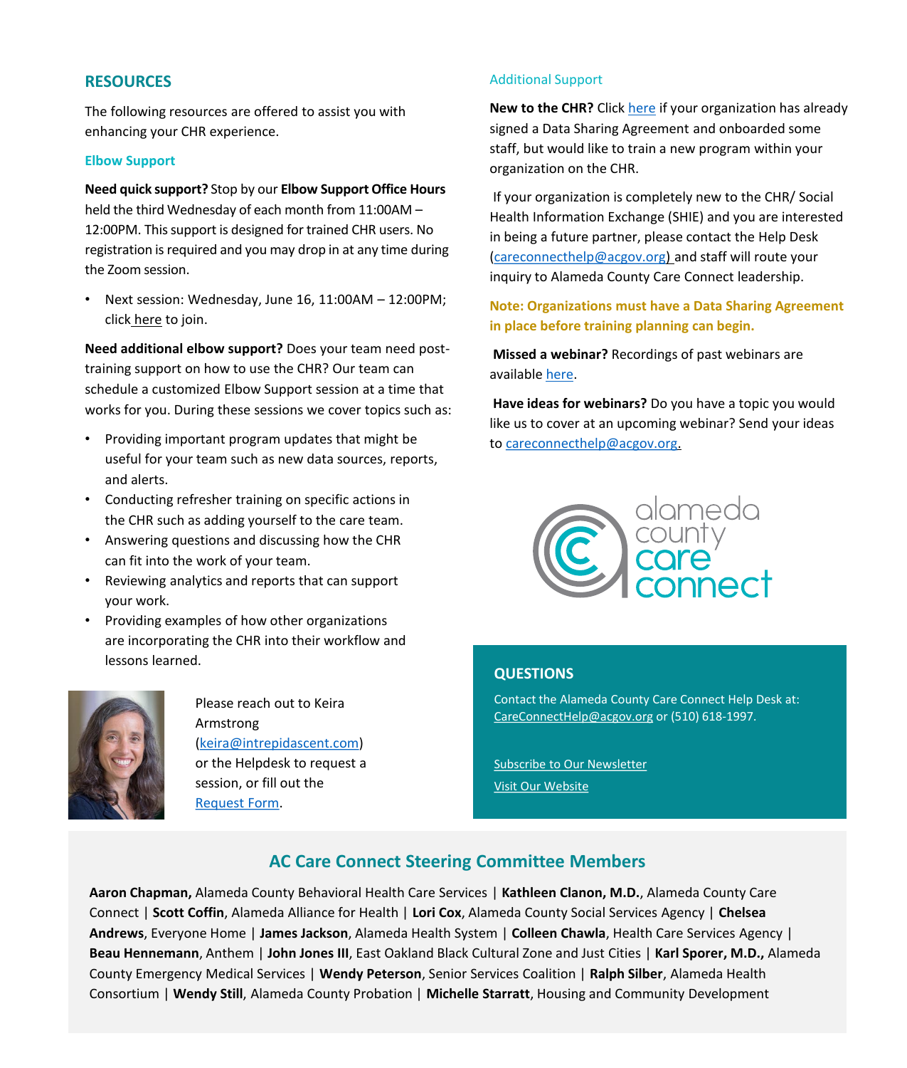## RESOURCES

The following resources are offered to assist you with enhancing your CHR experience.

### Elbow Support

**Need quick support?** Stop by our **Elbow Support Office Hours** held the third Wednesday of each month from 11:00AM – 12:00PM. This support is designed for trained CHR users. No registration is required and you may drop in at any time during the Zoom session.

- Next session: Wednesday, June 16, 11:00AM – 12:00PM; click here to join.

**Need additional elbow support?** Does your team need post-training support on how to use the CHR? Our team can schedule a customized Elbow Support session at a time that works for you. During these sessions we cover topics such as:

- Providing important program updates that might be useful for your team such as new data sources, reports, and alerts.
- Conducting refresher training on specific actions in the CHR such as adding yourself to the care team.
- Answering questions and discussing how the CHR can fit into the work of your team.
- Reviewing analytics and reports that can support your work.
- Providing examples of how other organizations are incorporating the CHR into their workflow and lessons learned.

Please reach out to Keira Armstrong (keira@intrepidascent.com) or the Helpdesk to request a session, or fill out the Request Form.

### Additional Support

**New to the CHR?** Click here if your organization has already signed a Data Sharing Agreement and onboarded some staff, but would like to train a new program within your organization on the CHR.

If your organization is completely new to the CHR/ Social Health Information Exchange (SHIE) and you are interested in being a future partner, please contact the Help Desk (careconnecthelp@acgov.org) and staff will route your inquiry to Alameda County Care Connect leadership.

**Note: Organizations must have a Data Sharing Agreement in place before training planning can begin.**

**Missed a webinar?** Recordings of past webinars are available here.

**Have ideas for webinars?** Do you have a topic you would like us to cover at an upcoming webinar? Send your ideas to careconnecthelp@acgov.org.

alameda county care connect

## QUESTIONS

Contact the Alameda County Care Connect Help Desk at: CareConnectHelp@acgov.org or (510) 618-1997.

Subscribe to Our Newsletter

Visit Our Website

## AC Care Connect Steering Committee Members

**Aaron Chapman,** Alameda County Behavioral Health Care Services | **Kathleen Clanon, M.D.**, Alameda County Care Connect | **Scott Coffin**, Alameda Alliance for Health | **Lori Cox**, Alameda County Social Services Agency | **Chelsea Andrews**, Everyone Home | **James Jackson**, Alameda Health System | **Colleen Chawla**, Health Care Services Agency | **Beau Hennemann**, Anthem | **John Jones III**, East Oakland Black Cultural Zone and Just Cities | **Karl Sporer, M.D.,** Alameda County Emergency Medical Services | **Wendy Peterson**, Senior Services Coalition | **Ralph Silber**, Alameda Health Consortium | **Wendy Still**, Alameda County Probation | **Michelle Starratt**, Housing and Community Development